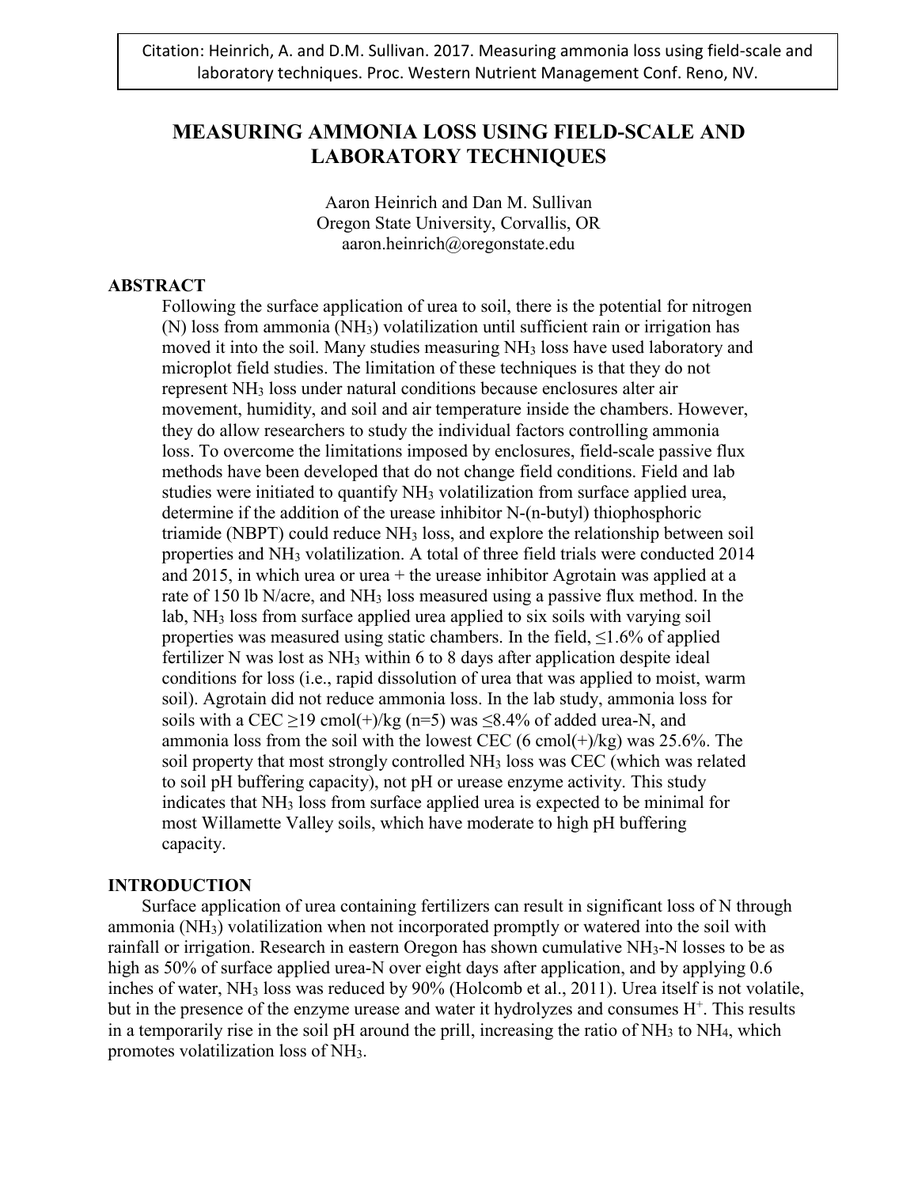Citation: Heinrich, A. and D.M. Sullivan. 2017. Measuring ammonia loss using field-scale and laboratory techniques. Proc. Western Nutrient Management Conf. Reno, NV.

# MEASURING AMMONIA LOSS USING FIELD-SCALE AND LABORATORY TECHNIQUES

Aaron Heinrich and Dan M. Sullivan
Oregon State University, Corvallis, OR
aaron.heinrich@oregonstate.edu

## ABSTRACT

Following the surface application of urea to soil, there is the potential for nitrogen (N) loss from ammonia ($NH_3$) volatilization until sufficient rain or irrigation has moved it into the soil. Many studies measuring $NH_3$ loss have used laboratory and microplot field studies. The limitation of these techniques is that they do not represent $NH_3$ loss under natural conditions because enclosures alter air movement, humidity, and soil and air temperature inside the chambers. However, they do allow researchers to study the individual factors controlling ammonia loss. To overcome the limitations imposed by enclosures, field-scale passive flux methods have been developed that do not change field conditions. Field and lab studies were initiated to quantify $NH_3$ volatilization from surface applied urea, determine if the addition of the urease inhibitor N-(n-butyl) thiophosphoric triamide (NBPT) could reduce $NH_3$ loss, and explore the relationship between soil properties and $NH_3$ volatilization. A total of three field trials were conducted 2014 and 2015, in which urea or urea + the urease inhibitor Agrotain was applied at a rate of 150 lb N/acre, and $NH_3$ loss measured using a passive flux method. In the lab, $NH_3$ loss from surface applied urea applied to six soils with varying soil properties was measured using static chambers. In the field, ≤1.6% of applied fertilizer N was lost as $NH_3$ within 6 to 8 days after application despite ideal conditions for loss (i.e., rapid dissolution of urea that was applied to moist, warm soil). Agrotain did not reduce ammonia loss. In the lab study, ammonia loss for soils with a CEC ≥19 cmol(+)/kg (n=5) was ≤8.4% of added urea-N, and ammonia loss from the soil with the lowest CEC (6 cmol(+)/kg) was 25.6%. The soil property that most strongly controlled $NH_3$ loss was CEC (which was related to soil pH buffering capacity), not pH or urease enzyme activity. This study indicates that $NH_3$ loss from surface applied urea is expected to be minimal for most Willamette Valley soils, which have moderate to high pH buffering capacity.

## INTRODUCTION

Surface application of urea containing fertilizers can result in significant loss of N through ammonia ($NH_3$) volatilization when not incorporated promptly or watered into the soil with rainfall or irrigation. Research in eastern Oregon has shown cumulative $NH_3$-N losses to be as high as 50% of surface applied urea-N over eight days after application, and by applying 0.6 inches of water, $NH_3$ loss was reduced by 90% (Holcomb et al., 2011). Urea itself is not volatile, but in the presence of the enzyme urease and water it hydrolyzes and consumes $H^+$. This results in a temporarily rise in the soil pH around the prill, increasing the ratio of $NH_3$ to $NH_4$, which promotes volatilization loss of $NH_3$.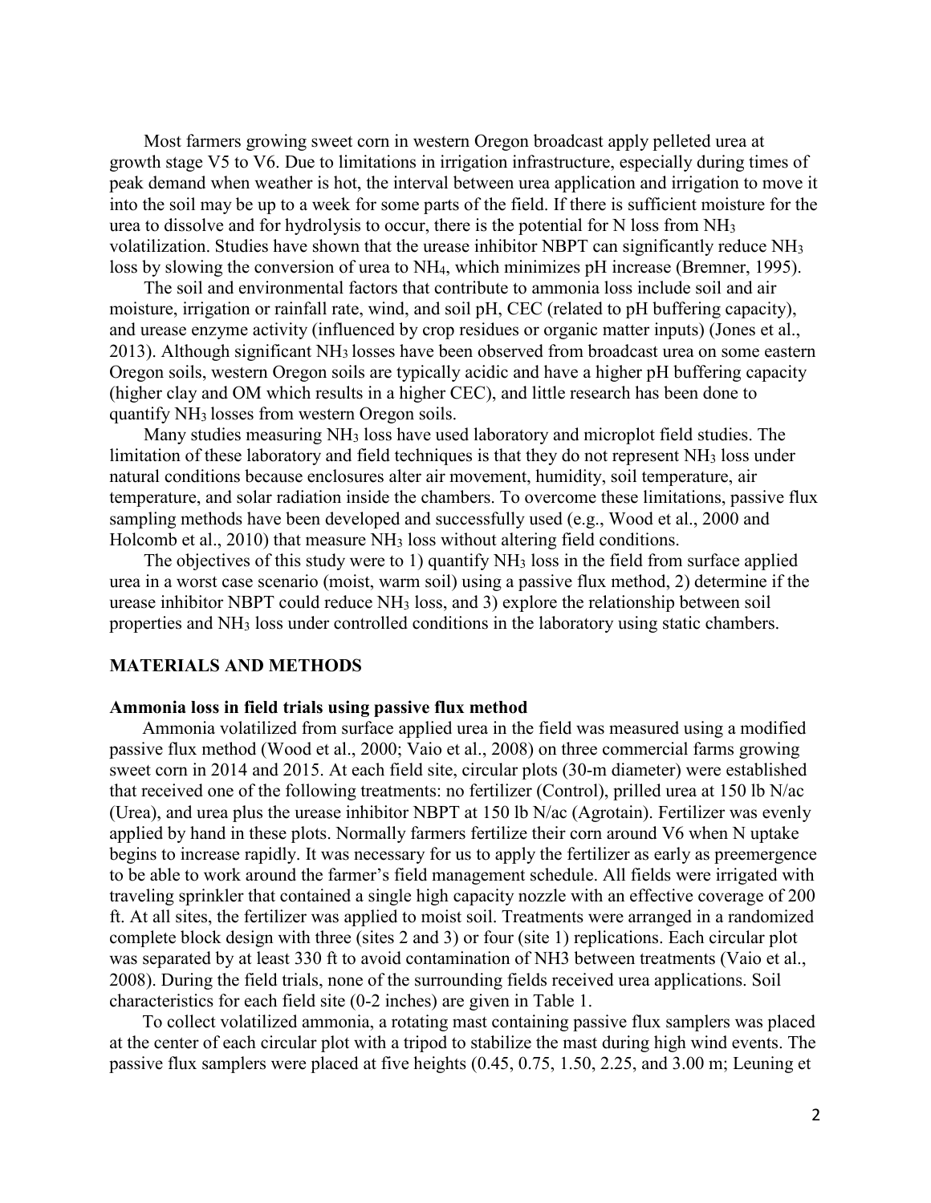Most farmers growing sweet corn in western Oregon broadcast apply pelleted urea at growth stage V5 to V6. Due to limitations in irrigation infrastructure, especially during times of peak demand when weather is hot, the interval between urea application and irrigation to move it into the soil may be up to a week for some parts of the field. If there is sufficient moisture for the urea to dissolve and for hydrolysis to occur, there is the potential for N loss from $NH_3$ volatilization. Studies have shown that the urease inhibitor NBPT can significantly reduce $NH_3$ loss by slowing the conversion of urea to $NH_4$, which minimizes pH increase (Bremner, 1995).

The soil and environmental factors that contribute to ammonia loss include soil and air moisture, irrigation or rainfall rate, wind, and soil pH, CEC (related to pH buffering capacity), and urease enzyme activity (influenced by crop residues or organic matter inputs) (Jones et al., 2013). Although significant $NH_3$ losses have been observed from broadcast urea on some eastern Oregon soils, western Oregon soils are typically acidic and have a higher pH buffering capacity (higher clay and OM which results in a higher CEC), and little research has been done to quantify $NH_3$ losses from western Oregon soils.

Many studies measuring $NH_3$ loss have used laboratory and microplot field studies. The limitation of these laboratory and field techniques is that they do not represent $NH_3$ loss under natural conditions because enclosures alter air movement, humidity, soil temperature, air temperature, and solar radiation inside the chambers. To overcome these limitations, passive flux sampling methods have been developed and successfully used (e.g., Wood et al., 2000 and Holcomb et al., 2010) that measure $NH_3$ loss without altering field conditions.

The objectives of this study were to 1) quantify $NH_3$ loss in the field from surface applied urea in a worst case scenario (moist, warm soil) using a passive flux method, 2) determine if the urease inhibitor NBPT could reduce $NH_3$ loss, and 3) explore the relationship between soil properties and $NH_3$ loss under controlled conditions in the laboratory using static chambers.

## MATERIALS AND METHODS

### Ammonia loss in field trials using passive flux method

Ammonia volatilized from surface applied urea in the field was measured using a modified passive flux method (Wood et al., 2000; Vaio et al., 2008) on three commercial farms growing sweet corn in 2014 and 2015. At each field site, circular plots (30-m diameter) were established that received one of the following treatments: no fertilizer (Control), prilled urea at 150 lb N/ac (Urea), and urea plus the urease inhibitor NBPT at 150 lb N/ac (Agrotain). Fertilizer was evenly applied by hand in these plots. Normally farmers fertilize their corn around V6 when N uptake begins to increase rapidly. It was necessary for us to apply the fertilizer as early as preemergence to be able to work around the farmer's field management schedule. All fields were irrigated with traveling sprinkler that contained a single high capacity nozzle with an effective coverage of 200 ft. At all sites, the fertilizer was applied to moist soil. Treatments were arranged in a randomized complete block design with three (sites 2 and 3) or four (site 1) replications. Each circular plot was separated by at least 330 ft to avoid contamination of NH3 between treatments (Vaio et al., 2008). During the field trials, none of the surrounding fields received urea applications. Soil characteristics for each field site (0-2 inches) are given in Table 1.

To collect volatilized ammonia, a rotating mast containing passive flux samplers was placed at the center of each circular plot with a tripod to stabilize the mast during high wind events. The passive flux samplers were placed at five heights (0.45, 0.75, 1.50, 2.25, and 3.00 m; Leuning et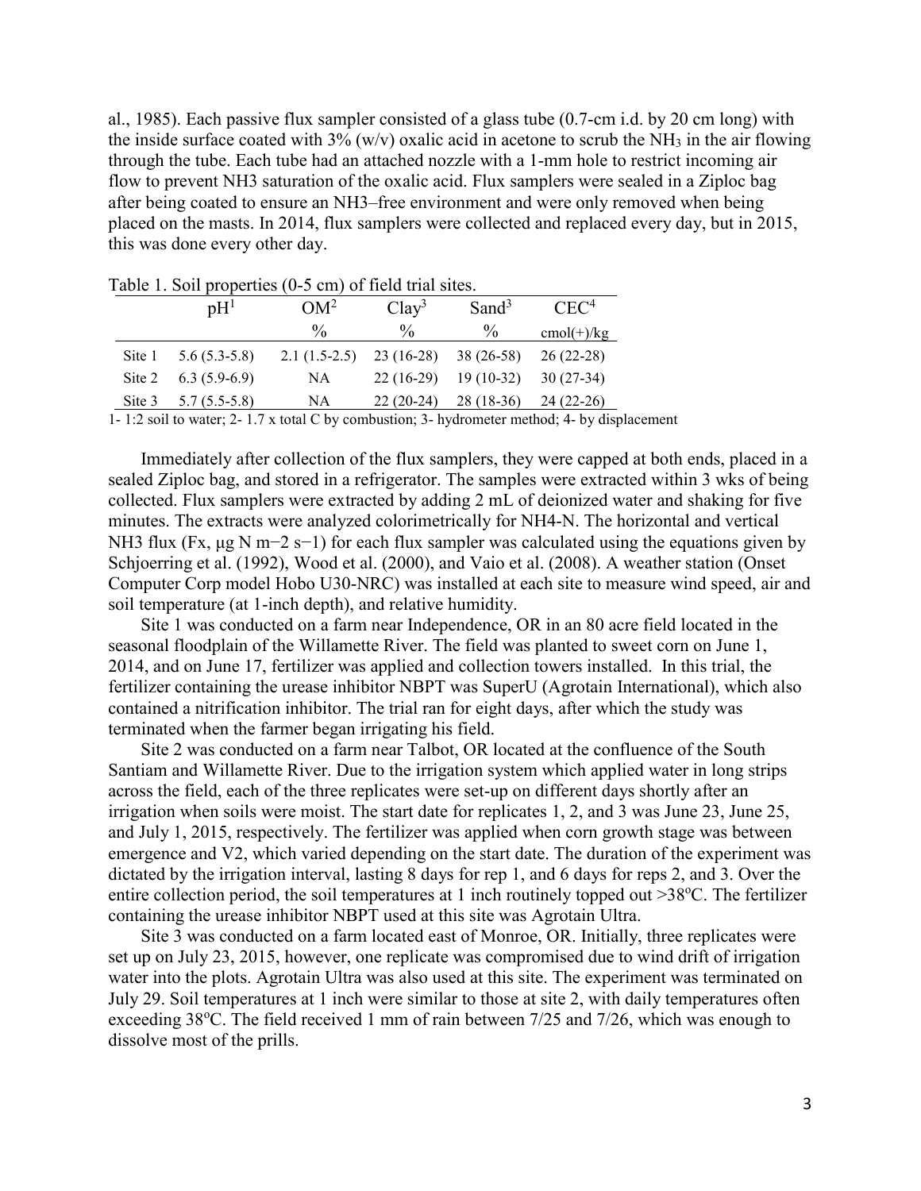al., 1985). Each passive flux sampler consisted of a glass tube (0.7-cm i.d. by 20 cm long) with the inside surface coated with 3% (w/v) oxalic acid in acetone to scrub the $NH_3$ in the air flowing through the tube. Each tube had an attached nozzle with a 1-mm hole to restrict incoming air flow to prevent NH3 saturation of the oxalic acid. Flux samplers were sealed in a Ziploc bag after being coated to ensure an NH3–free environment and were only removed when being placed on the masts. In 2014, flux samplers were collected and replaced every day, but in 2015, this was done every other day.

Table 1. Soil properties (0-5 cm) of field trial sites.

| | pH[1] | OM[2] | Clay[3] | Sand[3] | CEC[4] |
|---|---|---|---|---|---|
| | | % | % | % | cmol(+)/kg |
| Site 1 | 5.6 (5.3-5.8) | 2.1 (1.5-2.5) | 23 (16-28) | 38 (26-58) | 26 (22-28) |
| Site 2 | 6.3 (5.9-6.9) | NA | 22 (16-29) | 19 (10-32) | 30 (27-34) |
| Site 3 | 5.7 (5.5-5.8) | NA | 22 (20-24) | 28 (18-36) | 24 (22-26) |

1- 1:2 soil to water; 2- 1.7 x total C by combustion; 3- hydrometer method; 4- by displacement

Immediately after collection of the flux samplers, they were capped at both ends, placed in a sealed Ziploc bag, and stored in a refrigerator. The samples were extracted within 3 wks of being collected. Flux samplers were extracted by adding 2 mL of deionized water and shaking for five minutes. The extracts were analyzed colorimetrically for NH4-N. The horizontal and vertical NH3 flux (Fx, μg N $m^{-2}$ $s^{-1}$) for each flux sampler was calculated using the equations given by Schjoerring et al. (1992), Wood et al. (2000), and Vaio et al. (2008). A weather station (Onset Computer Corp model Hobo U30-NRC) was installed at each site to measure wind speed, air and soil temperature (at 1-inch depth), and relative humidity.

Site 1 was conducted on a farm near Independence, OR in an 80 acre field located in the seasonal floodplain of the Willamette River. The field was planted to sweet corn on June 1, 2014, and on June 17, fertilizer was applied and collection towers installed. In this trial, the fertilizer containing the urease inhibitor NBPT was SuperU (Agrotain International), which also contained a nitrification inhibitor. The trial ran for eight days, after which the study was terminated when the farmer began irrigating his field.

Site 2 was conducted on a farm near Talbot, OR located at the confluence of the South Santiam and Willamette River. Due to the irrigation system which applied water in long strips across the field, each of the three replicates were set-up on different days shortly after an irrigation when soils were moist. The start date for replicates 1, 2, and 3 was June 23, June 25, and July 1, 2015, respectively. The fertilizer was applied when corn growth stage was between emergence and V2, which varied depending on the start date. The duration of the experiment was dictated by the irrigation interval, lasting 8 days for rep 1, and 6 days for reps 2, and 3. Over the entire collection period, the soil temperatures at 1 inch routinely topped out >38°C. The fertilizer containing the urease inhibitor NBPT used at this site was Agrotain Ultra.

Site 3 was conducted on a farm located east of Monroe, OR. Initially, three replicates were set up on July 23, 2015, however, one replicate was compromised due to wind drift of irrigation water into the plots. Agrotain Ultra was also used at this site. The experiment was terminated on July 29. Soil temperatures at 1 inch were similar to those at site 2, with daily temperatures often exceeding 38°C. The field received 1 mm of rain between 7/25 and 7/26, which was enough to dissolve most of the prills.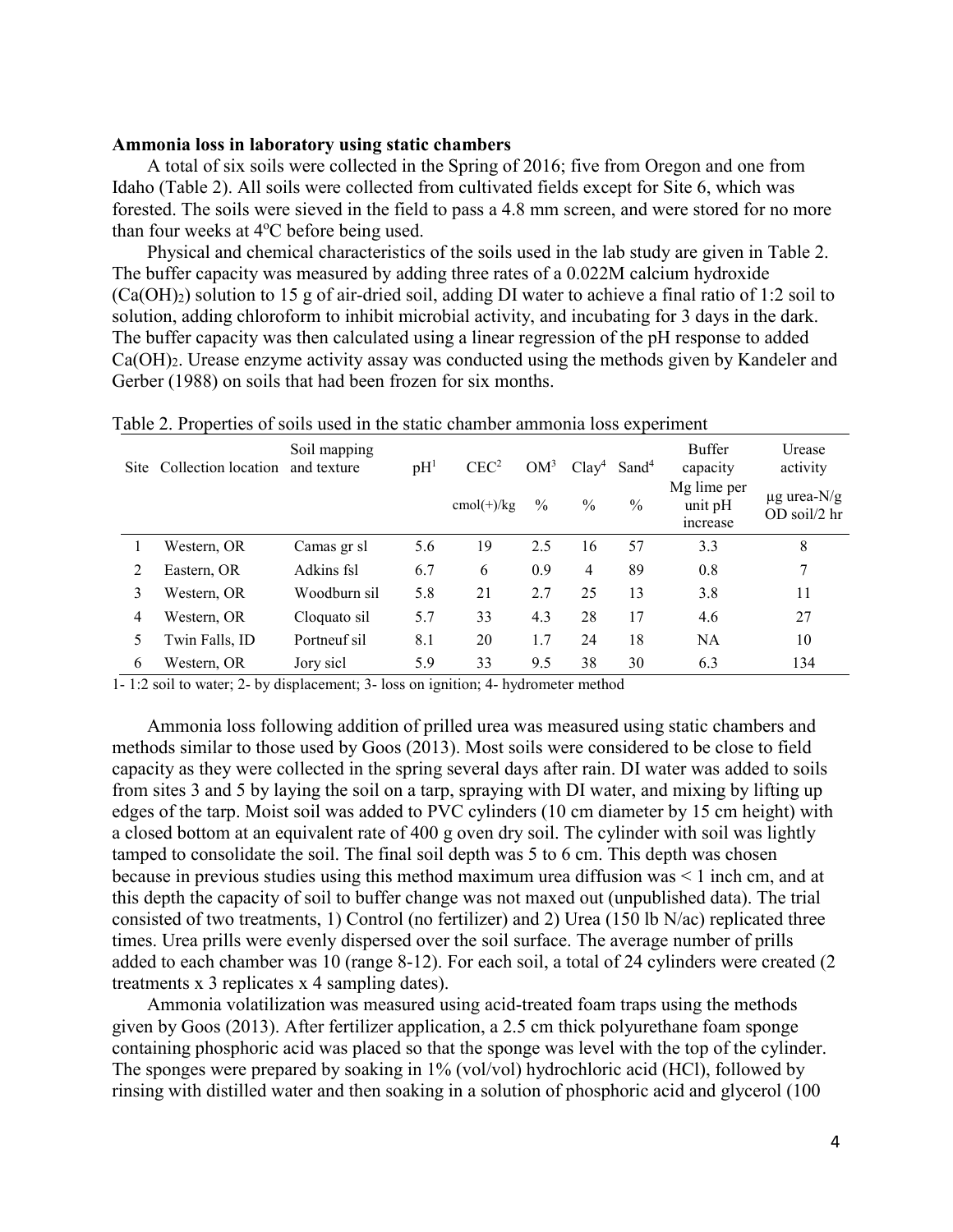**Ammonia loss in laboratory using static chambers**

A total of six soils were collected in the Spring of 2016; five from Oregon and one from Idaho (Table 2). All soils were collected from cultivated fields except for Site 6, which was forested. The soils were sieved in the field to pass a 4.8 mm screen, and were stored for no more than four weeks at 4ºC before being used.

Physical and chemical characteristics of the soils used in the lab study are given in Table 2. The buffer capacity was measured by adding three rates of a 0.022M calcium hydroxide ($Ca(OH)_2$) solution to 15 g of air-dried soil, adding DI water to achieve a final ratio of 1:2 soil to solution, adding chloroform to inhibit microbial activity, and incubating for 3 days in the dark. The buffer capacity was then calculated using a linear regression of the pH response to added $Ca(OH)_2$. Urease enzyme activity assay was conducted using the methods given by Kandeler and Gerber (1988) on soils that had been frozen for six months.

Table 2. Properties of soils used in the static chamber ammonia loss experiment

| Site | Collection location | Soil mapping and texture | pH[1] | CEC[2] | OM[3] | Clay[4] | Sand[4] | Buffer capacity | Urease activity |
|---|---|---|---|---|---|---|---|---|---|
| | | | | cmol(+)/kg | % | % | % | Mg lime per unit pH increase | µg urea-N/g OD soil/2 hr |
| 1 | Western, OR | Camas gr sl | 5.6 | 19 | 2.5 | 16 | 57 | 3.3 | 8 |
| 2 | Eastern, OR | Adkins fsl | 6.7 | 6 | 0.9 | 4 | 89 | 0.8 | 7 |
| 3 | Western, OR | Woodburn sil | 5.8 | 21 | 2.7 | 25 | 13 | 3.8 | 11 |
| 4 | Western, OR | Cloquato sil | 5.7 | 33 | 4.3 | 28 | 17 | 4.6 | 27 |
| 5 | Twin Falls, ID | Portneuf sil | 8.1 | 20 | 1.7 | 24 | 18 | NA | 10 |
| 6 | Western, OR | Jory sicl | 5.9 | 33 | 9.5 | 38 | 30 | 6.3 | 134 |

1- 1:2 soil to water; 2- by displacement; 3- loss on ignition; 4- hydrometer method

Ammonia loss following addition of prilled urea was measured using static chambers and methods similar to those used by Goos (2013). Most soils were considered to be close to field capacity as they were collected in the spring several days after rain. DI water was added to soils from sites 3 and 5 by laying the soil on a tarp, spraying with DI water, and mixing by lifting up edges of the tarp. Moist soil was added to PVC cylinders (10 cm diameter by 15 cm height) with a closed bottom at an equivalent rate of 400 g oven dry soil. The cylinder with soil was lightly tamped to consolidate the soil. The final soil depth was 5 to 6 cm. This depth was chosen because in previous studies using this method maximum urea diffusion was < 1 inch cm, and at this depth the capacity of soil to buffer change was not maxed out (unpublished data). The trial consisted of two treatments, 1) Control (no fertilizer) and 2) Urea (150 lb N/ac) replicated three times. Urea prills were evenly dispersed over the soil surface. The average number of prills added to each chamber was 10 (range 8-12). For each soil, a total of 24 cylinders were created (2 treatments x 3 replicates x 4 sampling dates).

Ammonia volatilization was measured using acid-treated foam traps using the methods given by Goos (2013). After fertilizer application, a 2.5 cm thick polyurethane foam sponge containing phosphoric acid was placed so that the sponge was level with the top of the cylinder. The sponges were prepared by soaking in 1% (vol/vol) hydrochloric acid (HCl), followed by rinsing with distilled water and then soaking in a solution of phosphoric acid and glycerol (100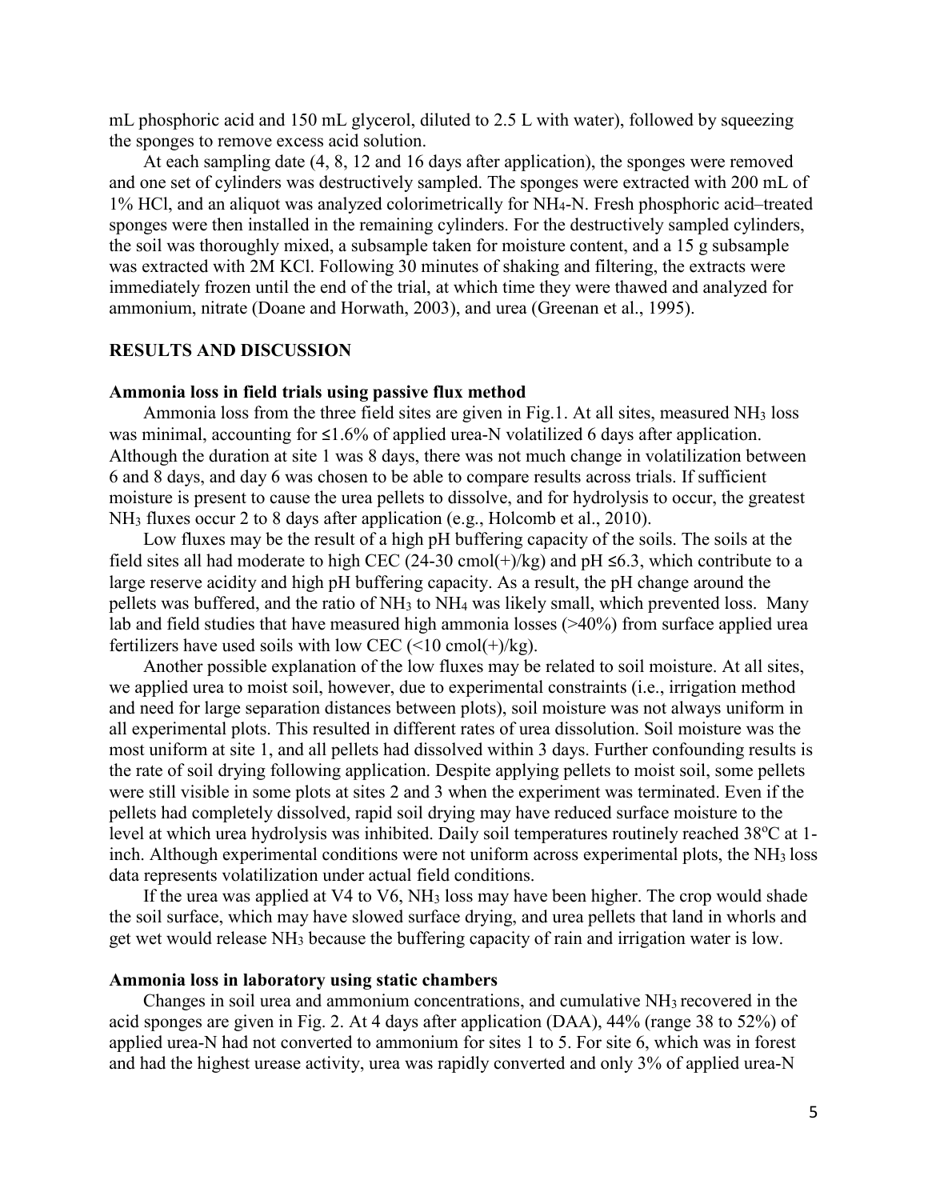mL phosphoric acid and 150 mL glycerol, diluted to 2.5 L with water), followed by squeezing the sponges to remove excess acid solution.

At each sampling date (4, 8, 12 and 16 days after application), the sponges were removed and one set of cylinders was destructively sampled. The sponges were extracted with 200 mL of 1% HCl, and an aliquot was analyzed colorimetrically for $NH_4$-N. Fresh phosphoric acid–treated sponges were then installed in the remaining cylinders. For the destructively sampled cylinders, the soil was thoroughly mixed, a subsample taken for moisture content, and a 15 g subsample was extracted with 2M KCl. Following 30 minutes of shaking and filtering, the extracts were immediately frozen until the end of the trial, at which time they were thawed and analyzed for ammonium, nitrate (Doane and Horwath, 2003), and urea (Greenan et al., 1995).

## RESULTS AND DISCUSSION

### Ammonia loss in field trials using passive flux method

Ammonia loss from the three field sites are given in Fig.1. At all sites, measured $NH_3$ loss was minimal, accounting for ≤1.6% of applied urea-N volatilized 6 days after application. Although the duration at site 1 was 8 days, there was not much change in volatilization between 6 and 8 days, and day 6 was chosen to be able to compare results across trials. If sufficient moisture is present to cause the urea pellets to dissolve, and for hydrolysis to occur, the greatest $NH_3$ fluxes occur 2 to 8 days after application (e.g., Holcomb et al., 2010).

Low fluxes may be the result of a high pH buffering capacity of the soils. The soils at the field sites all had moderate to high CEC (24-30 cmol(+)/kg) and pH ≤6.3, which contribute to a large reserve acidity and high pH buffering capacity. As a result, the pH change around the pellets was buffered, and the ratio of $NH_3$ to $NH_4$ was likely small, which prevented loss. Many lab and field studies that have measured high ammonia losses (>40%) from surface applied urea fertilizers have used soils with low CEC (<10 cmol(+)/kg).

Another possible explanation of the low fluxes may be related to soil moisture. At all sites, we applied urea to moist soil, however, due to experimental constraints (i.e., irrigation method and need for large separation distances between plots), soil moisture was not always uniform in all experimental plots. This resulted in different rates of urea dissolution. Soil moisture was the most uniform at site 1, and all pellets had dissolved within 3 days. Further confounding results is the rate of soil drying following application. Despite applying pellets to moist soil, some pellets were still visible in some plots at sites 2 and 3 when the experiment was terminated. Even if the pellets had completely dissolved, rapid soil drying may have reduced surface moisture to the level at which urea hydrolysis was inhibited. Daily soil temperatures routinely reached 38$^{o}$C at 1-inch. Although experimental conditions were not uniform across experimental plots, the $NH_3$ loss data represents volatilization under actual field conditions.

If the urea was applied at V4 to V6, $NH_3$ loss may have been higher. The crop would shade the soil surface, which may have slowed surface drying, and urea pellets that land in whorls and get wet would release $NH_3$ because the buffering capacity of rain and irrigation water is low.

### Ammonia loss in laboratory using static chambers

Changes in soil urea and ammonium concentrations, and cumulative $NH_3$ recovered in the acid sponges are given in Fig. 2. At 4 days after application (DAA), 44% (range 38 to 52%) of applied urea-N had not converted to ammonium for sites 1 to 5. For site 6, which was in forest and had the highest urease activity, urea was rapidly converted and only 3% of applied urea-N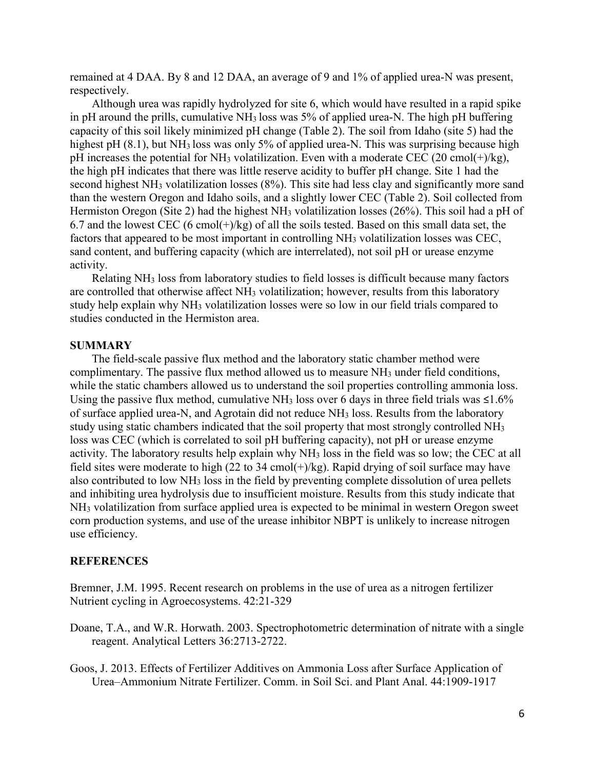remained at 4 DAA. By 8 and 12 DAA, an average of 9 and 1% of applied urea-N was present, respectively.

Although urea was rapidly hydrolyzed for site 6, which would have resulted in a rapid spike in pH around the prills, cumulative $NH_3$ loss was 5% of applied urea-N. The high pH buffering capacity of this soil likely minimized pH change (Table 2). The soil from Idaho (site 5) had the highest pH (8.1), but $NH_3$ loss was only 5% of applied urea-N. This was surprising because high pH increases the potential for $NH_3$ volatilization. Even with a moderate CEC (20 cmol(+)/kg), the high pH indicates that there was little reserve acidity to buffer pH change. Site 1 had the second highest $NH_3$ volatilization losses (8%). This site had less clay and significantly more sand than the western Oregon and Idaho soils, and a slightly lower CEC (Table 2). Soil collected from Hermiston Oregon (Site 2) had the highest $NH_3$ volatilization losses (26%). This soil had a pH of 6.7 and the lowest CEC (6 cmol(+)/kg) of all the soils tested. Based on this small data set, the factors that appeared to be most important in controlling $NH_3$ volatilization losses was CEC, sand content, and buffering capacity (which are interrelated), not soil pH or urease enzyme activity.

Relating $NH_3$ loss from laboratory studies to field losses is difficult because many factors are controlled that otherwise affect $NH_3$ volatilization; however, results from this laboratory study help explain why $NH_3$ volatilization losses were so low in our field trials compared to studies conducted in the Hermiston area.

## SUMMARY

The field-scale passive flux method and the laboratory static chamber method were complimentary. The passive flux method allowed us to measure $NH_3$ under field conditions, while the static chambers allowed us to understand the soil properties controlling ammonia loss. Using the passive flux method, cumulative $NH_3$ loss over 6 days in three field trials was ≤1.6% of surface applied urea-N, and Agrotain did not reduce $NH_3$ loss. Results from the laboratory study using static chambers indicated that the soil property that most strongly controlled $NH_3$ loss was CEC (which is correlated to soil pH buffering capacity), not pH or urease enzyme activity. The laboratory results help explain why $NH_3$ loss in the field was so low; the CEC at all field sites were moderate to high (22 to 34 cmol(+)/kg). Rapid drying of soil surface may have also contributed to low $NH_3$ loss in the field by preventing complete dissolution of urea pellets and inhibiting urea hydrolysis due to insufficient moisture. Results from this study indicate that $NH_3$ volatilization from surface applied urea is expected to be minimal in western Oregon sweet corn production systems, and use of the urease inhibitor NBPT is unlikely to increase nitrogen use efficiency.

## REFERENCES

Bremner, J.M. 1995. Recent research on problems in the use of urea as a nitrogen fertilizer Nutrient cycling in Agroecosystems. 42:21-329

Doane, T.A., and W.R. Horwath. 2003. Spectrophotometric determination of nitrate with a single reagent. Analytical Letters 36:2713-2722.

Goos, J. 2013. Effects of Fertilizer Additives on Ammonia Loss after Surface Application of Urea–Ammonium Nitrate Fertilizer. Comm. in Soil Sci. and Plant Anal. 44:1909-1917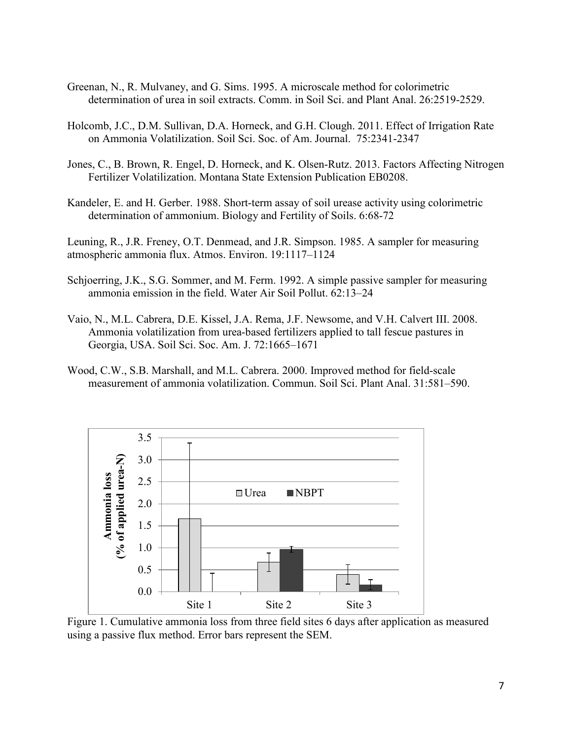Greenan, N., R. Mulvaney, and G. Sims. 1995. A microscale method for colorimetric determination of urea in soil extracts. Comm. in Soil Sci. and Plant Anal. 26:2519-2529.

Holcomb, J.C., D.M. Sullivan, D.A. Horneck, and G.H. Clough. 2011. Effect of Irrigation Rate on Ammonia Volatilization. Soil Sci. Soc. of Am. Journal. 75:2341-2347

Jones, C., B. Brown, R. Engel, D. Horneck, and K. Olsen-Rutz. 2013. Factors Affecting Nitrogen Fertilizer Volatilization. Montana State Extension Publication EB0208.

Kandeler, E. and H. Gerber. 1988. Short-term assay of soil urease activity using colorimetric determination of ammonium. Biology and Fertility of Soils. 6:68-72

Leuning, R., J.R. Freney, O.T. Denmead, and J.R. Simpson. 1985. A sampler for measuring atmospheric ammonia flux. Atmos. Environ. 19:1117–1124

Schjoerring, J.K., S.G. Sommer, and M. Ferm. 1992. A simple passive sampler for measuring ammonia emission in the field. Water Air Soil Pollut. 62:13–24

Vaio, N., M.L. Cabrera, D.E. Kissel, J.A. Rema, J.F. Newsome, and V.H. Calvert III. 2008. Ammonia volatilization from urea-based fertilizers applied to tall fescue pastures in Georgia, USA. Soil Sci. Soc. Am. J. 72:1665–1671

Wood, C.W., S.B. Marshall, and M.L. Cabrera. 2000. Improved method for field-scale measurement of ammonia volatilization. Commun. Soil Sci. Plant Anal. 31:581–590.

Figure 1. Cumulative ammonia loss from three field sites 6 days after application as measured using a passive flux method. Error bars represent the SEM.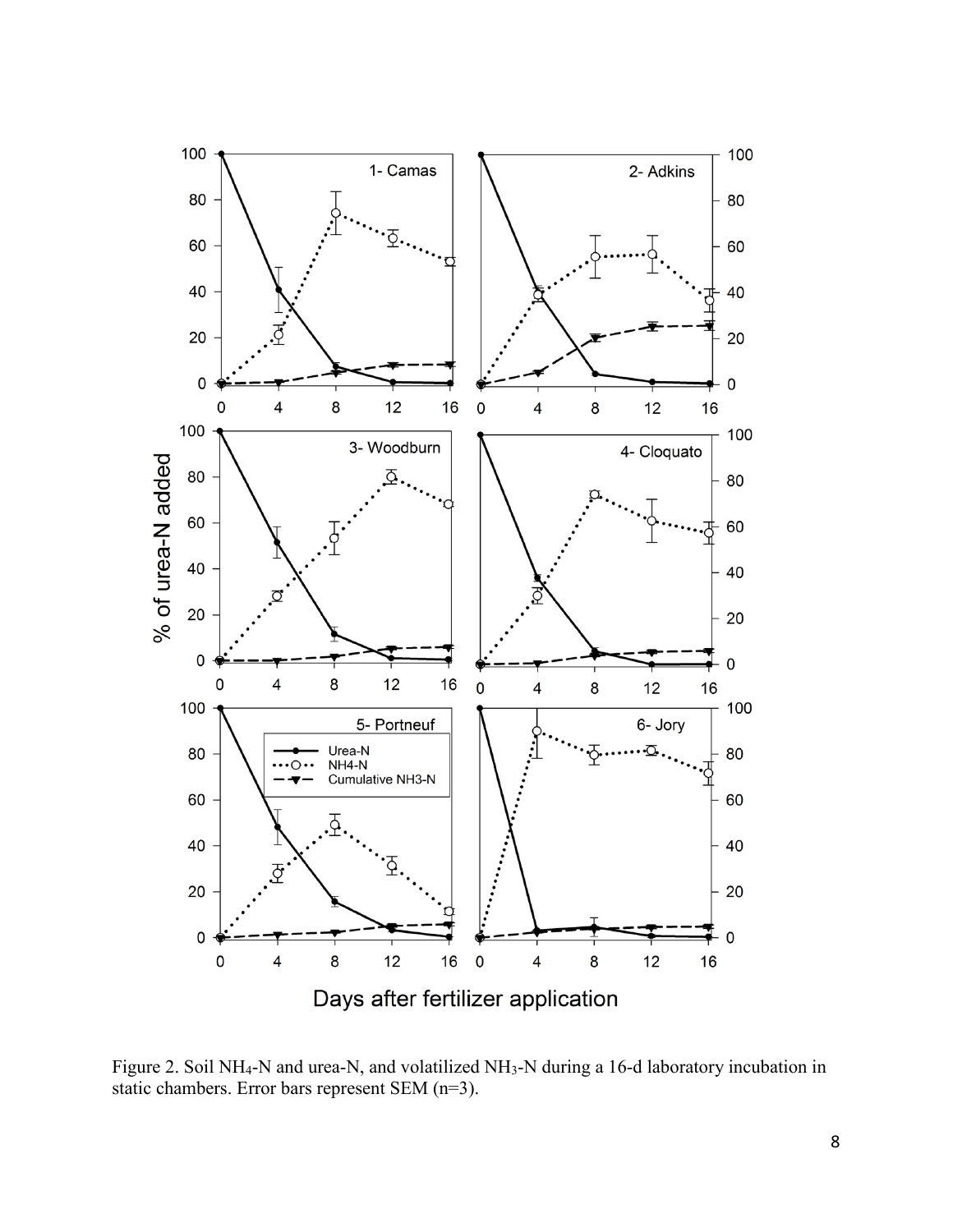1- Camas

2- Adkins

3- Woodburn

4- Cloquato

5- Portneuf

6- Jory

% of urea-N added

Days after fertilizer application

Urea-N

NH4-N

Cumulative NH3-N

0 4 8 12 16

0 20 40 60 80 100

Figure 2. Soil $NH_4$-N and urea-N, and volatilized $NH_3$-N during a 16-d laboratory incubation in static chambers. Error bars represent SEM (n=3).